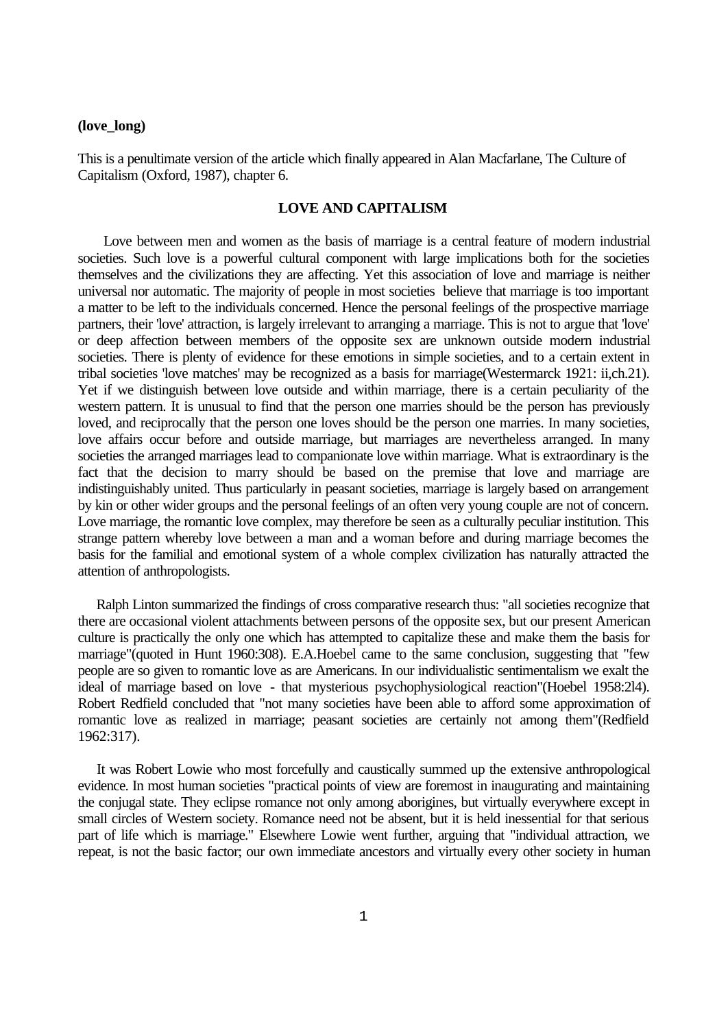**(love_long)**

This is a penultimate version of the article which finally appeared in Alan Macfarlane, The Culture of Capitalism (Oxford, 1987), chapter 6.

## LOVE AND CAPITALISM

Love between men and women as the basis of marriage is a central feature of modern industrial societies. Such love is a powerful cultural component with large implications both for the societies themselves and the civilizations they are affecting. Yet this association of love and marriage is neither universal nor automatic. The majority of people in most societies believe that marriage is too important a matter to be left to the individuals concerned. Hence the personal feelings of the prospective marriage partners, their 'love' attraction, is largely irrelevant to arranging a marriage. This is not to argue that 'love' or deep affection between members of the opposite sex are unknown outside modern industrial societies. There is plenty of evidence for these emotions in simple societies, and to a certain extent in tribal societies 'love matches' may be recognized as a basis for marriage(Westermarck 1921: ii,ch.21). Yet if we distinguish between love outside and within marriage, there is a certain peculiarity of the western pattern. It is unusual to find that the person one marries should be the person has previously loved, and reciprocally that the person one loves should be the person one marries. In many societies, love affairs occur before and outside marriage, but marriages are nevertheless arranged. In many societies the arranged marriages lead to companionate love within marriage. What is extraordinary is the fact that the decision to marry should be based on the premise that love and marriage are indistinguishably united. Thus particularly in peasant societies, marriage is largely based on arrangement by kin or other wider groups and the personal feelings of an often very young couple are not of concern. Love marriage, the romantic love complex, may therefore be seen as a culturally peculiar institution. This strange pattern whereby love between a man and a woman before and during marriage becomes the basis for the familial and emotional system of a whole complex civilization has naturally attracted the attention of anthropologists.

Ralph Linton summarized the findings of cross comparative research thus: "all societies recognize that there are occasional violent attachments between persons of the opposite sex, but our present American culture is practically the only one which has attempted to capitalize these and make them the basis for marriage"(quoted in Hunt 1960:308). E.A.Hoebel came to the same conclusion, suggesting that "few people are so given to romantic love as are Americans. In our individualistic sentimentalism we exalt the ideal of marriage based on love - that mysterious psychophysiological reaction"(Hoebel 1958:2l4). Robert Redfield concluded that "not many societies have been able to afford some approximation of romantic love as realized in marriage; peasant societies are certainly not among them"(Redfield 1962:317).

It was Robert Lowie who most forcefully and caustically summed up the extensive anthropological evidence. In most human societies "practical points of view are foremost in inaugurating and maintaining the conjugal state. They eclipse romance not only among aborigines, but virtually everywhere except in small circles of Western society. Romance need not be absent, but it is held inessential for that serious part of life which is marriage." Elsewhere Lowie went further, arguing that "individual attraction, we repeat, is not the basic factor; our own immediate ancestors and virtually every other society in human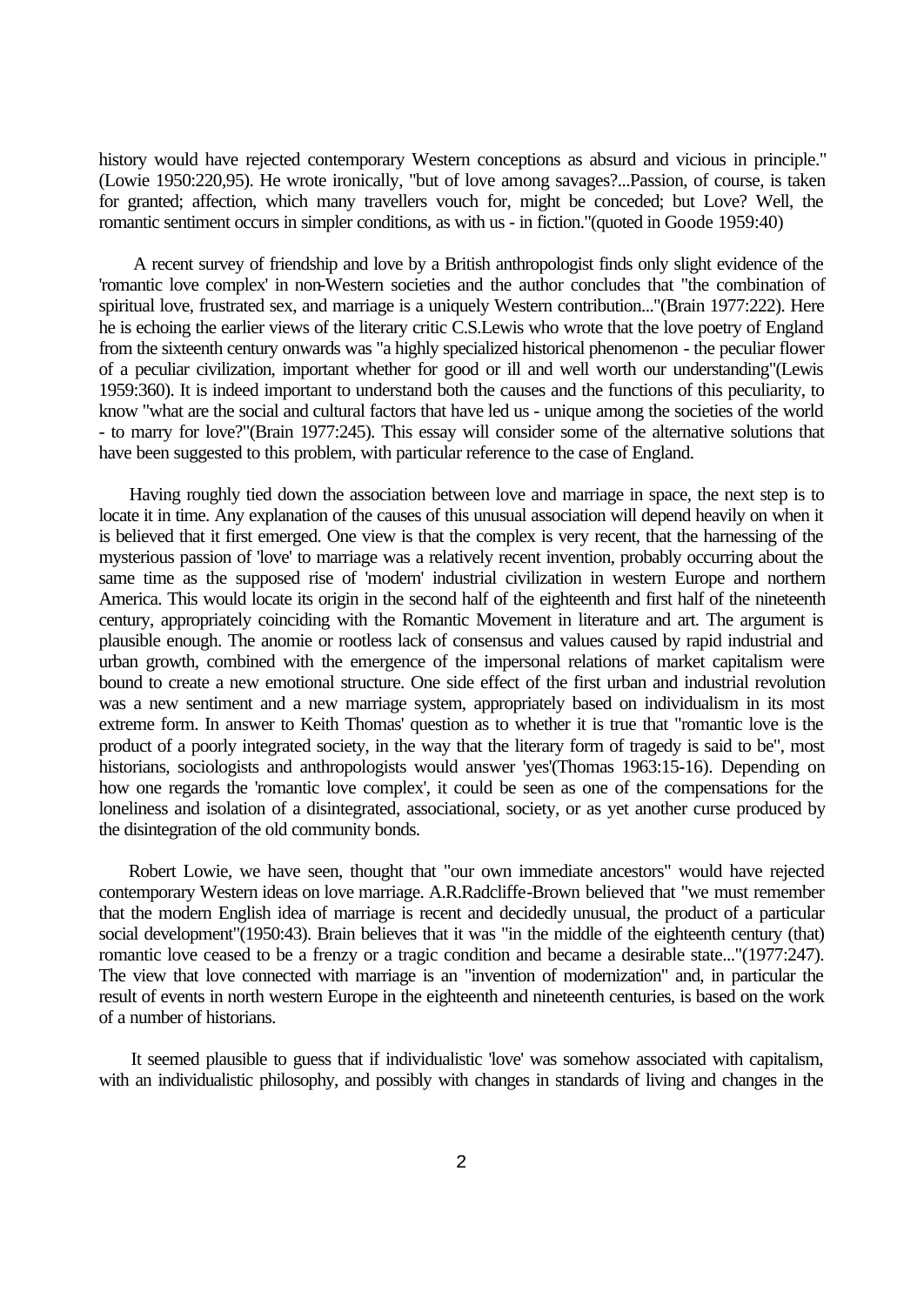history would have rejected contemporary Western conceptions as absurd and vicious in principle." (Lowie 1950:220,95). He wrote ironically, "but of love among savages?...Passion, of course, is taken for granted; affection, which many travellers vouch for, might be conceded; but Love? Well, the romantic sentiment occurs in simpler conditions, as with us - in fiction."(quoted in Goode 1959:40)

A recent survey of friendship and love by a British anthropologist finds only slight evidence of the 'romantic love complex' in non-Western societies and the author concludes that "the combination of spiritual love, frustrated sex, and marriage is a uniquely Western contribution..."(Brain 1977:222). Here he is echoing the earlier views of the literary critic C.S.Lewis who wrote that the love poetry of England from the sixteenth century onwards was "a highly specialized historical phenomenon - the peculiar flower of a peculiar civilization, important whether for good or ill and well worth our understanding"(Lewis 1959:360). It is indeed important to understand both the causes and the functions of this peculiarity, to know "what are the social and cultural factors that have led us - unique among the societies of the world - to marry for love?"(Brain 1977:245). This essay will consider some of the alternative solutions that have been suggested to this problem, with particular reference to the case of England.

Having roughly tied down the association between love and marriage in space, the next step is to locate it in time. Any explanation of the causes of this unusual association will depend heavily on when it is believed that it first emerged. One view is that the complex is very recent, that the harnessing of the mysterious passion of 'love' to marriage was a relatively recent invention, probably occurring about the same time as the supposed rise of 'modern' industrial civilization in western Europe and northern America. This would locate its origin in the second half of the eighteenth and first half of the nineteenth century, appropriately coinciding with the Romantic Movement in literature and art. The argument is plausible enough. The anomie or rootless lack of consensus and values caused by rapid industrial and urban growth, combined with the emergence of the impersonal relations of market capitalism were bound to create a new emotional structure. One side effect of the first urban and industrial revolution was a new sentiment and a new marriage system, appropriately based on individualism in its most extreme form. In answer to Keith Thomas' question as to whether it is true that "romantic love is the product of a poorly integrated society, in the way that the literary form of tragedy is said to be", most historians, sociologists and anthropologists would answer 'yes'(Thomas 1963:15-16). Depending on how one regards the 'romantic love complex', it could be seen as one of the compensations for the loneliness and isolation of a disintegrated, associational, society, or as yet another curse produced by the disintegration of the old community bonds.

Robert Lowie, we have seen, thought that "our own immediate ancestors" would have rejected contemporary Western ideas on love marriage. A.R.Radcliffe-Brown believed that "we must remember that the modern English idea of marriage is recent and decidedly unusual, the product of a particular social development"(1950:43). Brain believes that it was "in the middle of the eighteenth century (that) romantic love ceased to be a frenzy or a tragic condition and became a desirable state..."(1977:247). The view that love connected with marriage is an "invention of modernization" and, in particular the result of events in north western Europe in the eighteenth and nineteenth centuries, is based on the work of a number of historians.

It seemed plausible to guess that if individualistic 'love' was somehow associated with capitalism, with an individualistic philosophy, and possibly with changes in standards of living and changes in the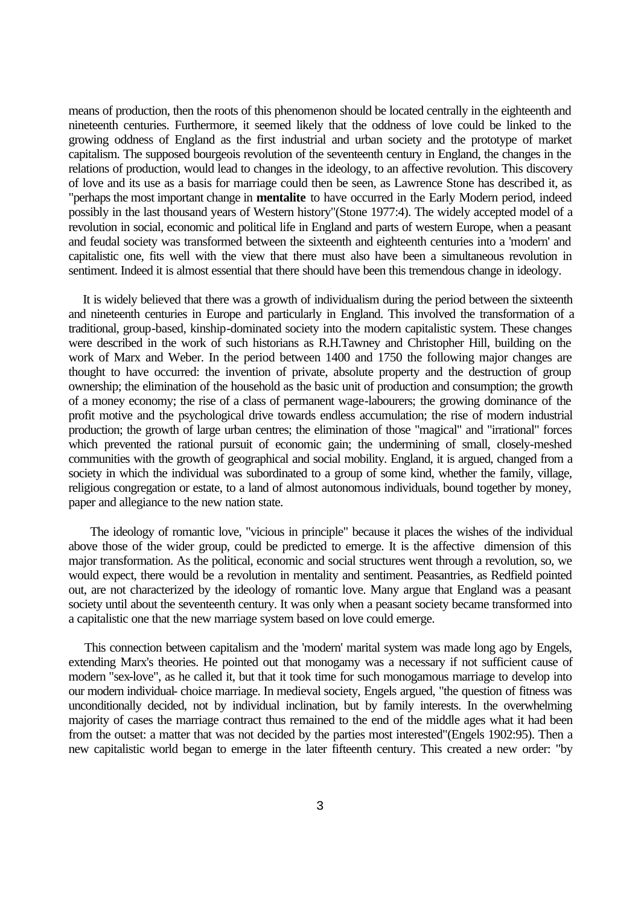means of production, then the roots of this phenomenon should be located centrally in the eighteenth and nineteenth centuries. Furthermore, it seemed likely that the oddness of love could be linked to the growing oddness of England as the first industrial and urban society and the prototype of market capitalism. The supposed bourgeois revolution of the seventeenth century in England, the changes in the relations of production, would lead to changes in the ideology, to an affective revolution. This discovery of love and its use as a basis for marriage could then be seen, as Lawrence Stone has described it, as "perhaps the most important change in **mentalite** to have occurred in the Early Modern period, indeed possibly in the last thousand years of Western history"(Stone 1977:4). The widely accepted model of a revolution in social, economic and political life in England and parts of western Europe, when a peasant and feudal society was transformed between the sixteenth and eighteenth centuries into a 'modern' and capitalistic one, fits well with the view that there must also have been a simultaneous revolution in sentiment. Indeed it is almost essential that there should have been this tremendous change in ideology.

It is widely believed that there was a growth of individualism during the period between the sixteenth and nineteenth centuries in Europe and particularly in England. This involved the transformation of a traditional, group-based, kinship-dominated society into the modern capitalistic system. These changes were described in the work of such historians as R.H.Tawney and Christopher Hill, building on the work of Marx and Weber. In the period between 1400 and 1750 the following major changes are thought to have occurred: the invention of private, absolute property and the destruction of group ownership; the elimination of the household as the basic unit of production and consumption; the growth of a money economy; the rise of a class of permanent wage-labourers; the growing dominance of the profit motive and the psychological drive towards endless accumulation; the rise of modern industrial production; the growth of large urban centres; the elimination of those "magical" and "irrational" forces which prevented the rational pursuit of economic gain; the undermining of small, closely-meshed communities with the growth of geographical and social mobility. England, it is argued, changed from a society in which the individual was subordinated to a group of some kind, whether the family, village, religious congregation or estate, to a land of almost autonomous individuals, bound together by money, paper and allegiance to the new nation state.

The ideology of romantic love, "vicious in principle" because it places the wishes of the individual above those of the wider group, could be predicted to emerge. It is the affective dimension of this major transformation. As the political, economic and social structures went through a revolution, so, we would expect, there would be a revolution in mentality and sentiment. Peasantries, as Redfield pointed out, are not characterized by the ideology of romantic love. Many argue that England was a peasant society until about the seventeenth century. It was only when a peasant society became transformed into a capitalistic one that the new marriage system based on love could emerge.

This connection between capitalism and the 'modern' marital system was made long ago by Engels, extending Marx's theories. He pointed out that monogamy was a necessary if not sufficient cause of modern "sex-love", as he called it, but that it took time for such monogamous marriage to develop into our modern individual- choice marriage. In medieval society, Engels argued, "the question of fitness was unconditionally decided, not by individual inclination, but by family interests. In the overwhelming majority of cases the marriage contract thus remained to the end of the middle ages what it had been from the outset: a matter that was not decided by the parties most interested"(Engels 1902:95). Then a new capitalistic world began to emerge in the later fifteenth century. This created a new order: "by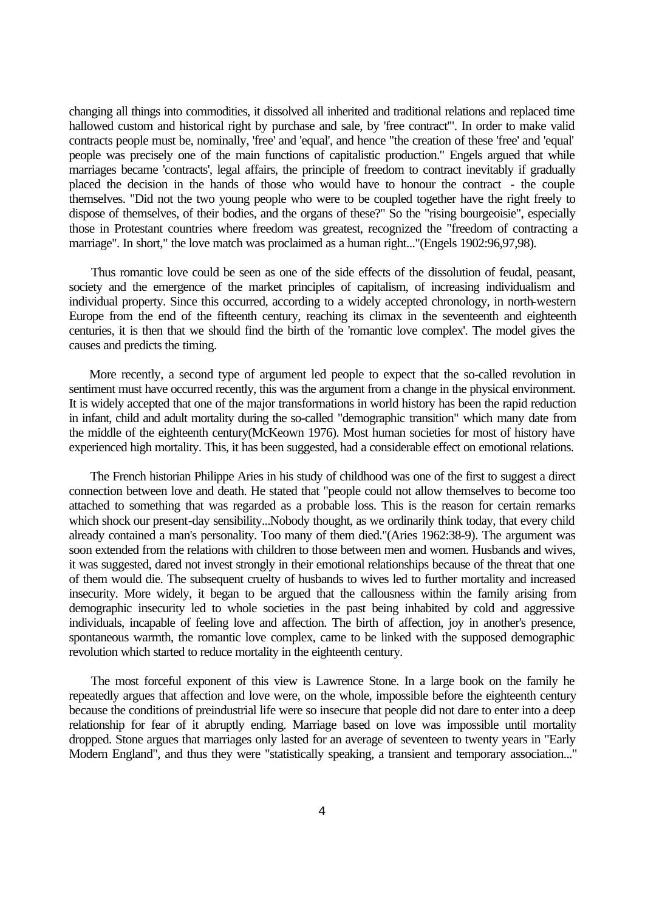changing all things into commodities, it dissolved all inherited and traditional relations and replaced time hallowed custom and historical right by purchase and sale, by 'free contract'". In order to make valid contracts people must be, nominally, 'free' and 'equal', and hence "the creation of these 'free' and 'equal' people was precisely one of the main functions of capitalistic production." Engels argued that while marriages became 'contracts', legal affairs, the principle of freedom to contract inevitably if gradually placed the decision in the hands of those who would have to honour the contract - the couple themselves. "Did not the two young people who were to be coupled together have the right freely to dispose of themselves, of their bodies, and the organs of these?" So the "rising bourgeoisie", especially those in Protestant countries where freedom was greatest, recognized the "freedom of contracting a marriage". In short," the love match was proclaimed as a human right..."(Engels 1902:96,97,98).

Thus romantic love could be seen as one of the side effects of the dissolution of feudal, peasant, society and the emergence of the market principles of capitalism, of increasing individualism and individual property. Since this occurred, according to a widely accepted chronology, in north-western Europe from the end of the fifteenth century, reaching its climax in the seventeenth and eighteenth centuries, it is then that we should find the birth of the 'romantic love complex'. The model gives the causes and predicts the timing.

More recently, a second type of argument led people to expect that the so-called revolution in sentiment must have occurred recently, this was the argument from a change in the physical environment. It is widely accepted that one of the major transformations in world history has been the rapid reduction in infant, child and adult mortality during the so-called "demographic transition" which many date from the middle of the eighteenth century(McKeown 1976). Most human societies for most of history have experienced high mortality. This, it has been suggested, had a considerable effect on emotional relations.

The French historian Philippe Aries in his study of childhood was one of the first to suggest a direct connection between love and death. He stated that "people could not allow themselves to become too attached to something that was regarded as a probable loss. This is the reason for certain remarks which shock our present-day sensibility...Nobody thought, as we ordinarily think today, that every child already contained a man's personality. Too many of them died."(Aries 1962:38-9). The argument was soon extended from the relations with children to those between men and women. Husbands and wives, it was suggested, dared not invest strongly in their emotional relationships because of the threat that one of them would die. The subsequent cruelty of husbands to wives led to further mortality and increased insecurity. More widely, it began to be argued that the callousness within the family arising from demographic insecurity led to whole societies in the past being inhabited by cold and aggressive individuals, incapable of feeling love and affection. The birth of affection, joy in another's presence, spontaneous warmth, the romantic love complex, came to be linked with the supposed demographic revolution which started to reduce mortality in the eighteenth century.

The most forceful exponent of this view is Lawrence Stone. In a large book on the family he repeatedly argues that affection and love were, on the whole, impossible before the eighteenth century because the conditions of preindustrial life were so insecure that people did not dare to enter into a deep relationship for fear of it abruptly ending. Marriage based on love was impossible until mortality dropped. Stone argues that marriages only lasted for an average of seventeen to twenty years in "Early Modern England", and thus they were "statistically speaking, a transient and temporary association..."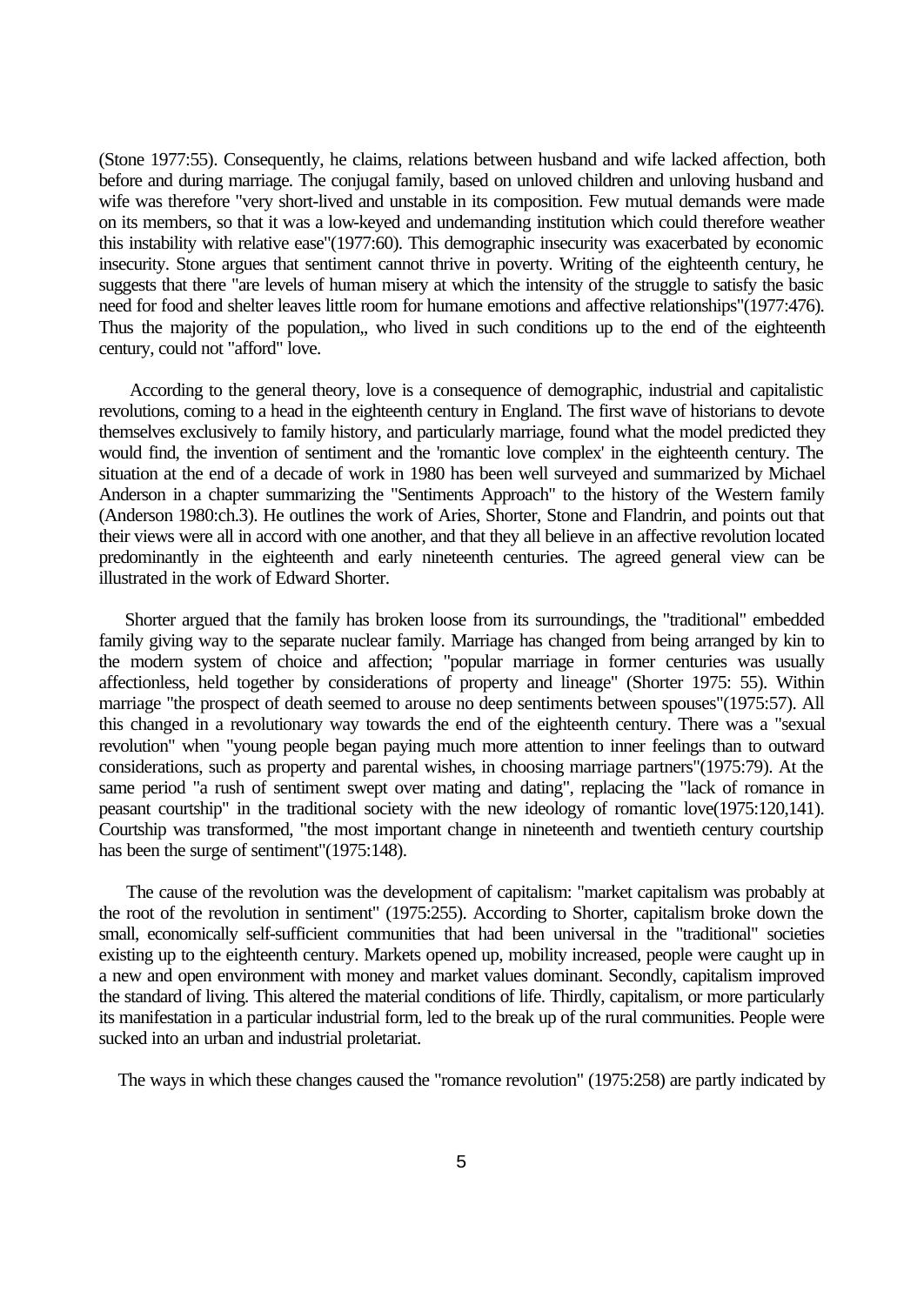(Stone 1977:55). Consequently, he claims, relations between husband and wife lacked affection, both before and during marriage. The conjugal family, based on unloved children and unloving husband and wife was therefore "very short-lived and unstable in its composition. Few mutual demands were made on its members, so that it was a low-keyed and undemanding institution which could therefore weather this instability with relative ease"(1977:60). This demographic insecurity was exacerbated by economic insecurity. Stone argues that sentiment cannot thrive in poverty. Writing of the eighteenth century, he suggests that there "are levels of human misery at which the intensity of the struggle to satisfy the basic need for food and shelter leaves little room for humane emotions and affective relationships"(1977:476). Thus the majority of the population,, who lived in such conditions up to the end of the eighteenth century, could not "afford" love.

According to the general theory, love is a consequence of demographic, industrial and capitalistic revolutions, coming to a head in the eighteenth century in England. The first wave of historians to devote themselves exclusively to family history, and particularly marriage, found what the model predicted they would find, the invention of sentiment and the 'romantic love complex' in the eighteenth century. The situation at the end of a decade of work in 1980 has been well surveyed and summarized by Michael Anderson in a chapter summarizing the "Sentiments Approach" to the history of the Western family (Anderson 1980:ch.3). He outlines the work of Aries, Shorter, Stone and Flandrin, and points out that their views were all in accord with one another, and that they all believe in an affective revolution located predominantly in the eighteenth and early nineteenth centuries. The agreed general view can be illustrated in the work of Edward Shorter.

Shorter argued that the family has broken loose from its surroundings, the "traditional" embedded family giving way to the separate nuclear family. Marriage has changed from being arranged by kin to the modern system of choice and affection; "popular marriage in former centuries was usually affectionless, held together by considerations of property and lineage" (Shorter 1975: 55). Within marriage "the prospect of death seemed to arouse no deep sentiments between spouses"(1975:57). All this changed in a revolutionary way towards the end of the eighteenth century. There was a "sexual revolution" when "young people began paying much more attention to inner feelings than to outward considerations, such as property and parental wishes, in choosing marriage partners"(1975:79). At the same period "a rush of sentiment swept over mating and dating", replacing the "lack of romance in peasant courtship" in the traditional society with the new ideology of romantic love(1975:120,141). Courtship was transformed, "the most important change in nineteenth and twentieth century courtship has been the surge of sentiment"(1975:148).

The cause of the revolution was the development of capitalism: "market capitalism was probably at the root of the revolution in sentiment" (1975:255). According to Shorter, capitalism broke down the small, economically self-sufficient communities that had been universal in the "traditional" societies existing up to the eighteenth century. Markets opened up, mobility increased, people were caught up in a new and open environment with money and market values dominant. Secondly, capitalism improved the standard of living. This altered the material conditions of life. Thirdly, capitalism, or more particularly its manifestation in a particular industrial form, led to the break up of the rural communities. People were sucked into an urban and industrial proletariat.

The ways in which these changes caused the "romance revolution" (1975:258) are partly indicated by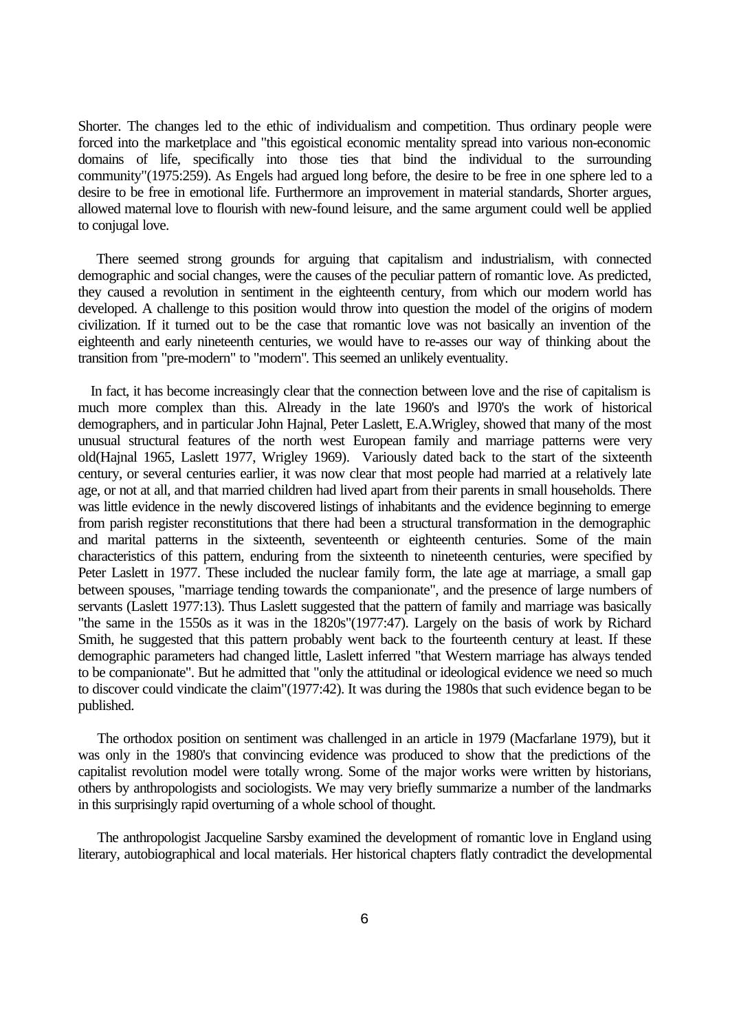Shorter. The changes led to the ethic of individualism and competition. Thus ordinary people were forced into the marketplace and "this egoistical economic mentality spread into various non-economic domains of life, specifically into those ties that bind the individual to the surrounding community"(1975:259). As Engels had argued long before, the desire to be free in one sphere led to a desire to be free in emotional life. Furthermore an improvement in material standards, Shorter argues, allowed maternal love to flourish with new-found leisure, and the same argument could well be applied to conjugal love.

There seemed strong grounds for arguing that capitalism and industrialism, with connected demographic and social changes, were the causes of the peculiar pattern of romantic love. As predicted, they caused a revolution in sentiment in the eighteenth century, from which our modern world has developed. A challenge to this position would throw into question the model of the origins of modern civilization. If it turned out to be the case that romantic love was not basically an invention of the eighteenth and early nineteenth centuries, we would have to re-asses our way of thinking about the transition from "pre-modern" to "modern". This seemed an unlikely eventuality.

In fact, it has become increasingly clear that the connection between love and the rise of capitalism is much more complex than this. Already in the late 1960's and l970's the work of historical demographers, and in particular John Hajnal, Peter Laslett, E.A.Wrigley, showed that many of the most unusual structural features of the north west European family and marriage patterns were very old(Hajnal 1965, Laslett 1977, Wrigley 1969). Variously dated back to the start of the sixteenth century, or several centuries earlier, it was now clear that most people had married at a relatively late age, or not at all, and that married children had lived apart from their parents in small households. There was little evidence in the newly discovered listings of inhabitants and the evidence beginning to emerge from parish register reconstitutions that there had been a structural transformation in the demographic and marital patterns in the sixteenth, seventeenth or eighteenth centuries. Some of the main characteristics of this pattern, enduring from the sixteenth to nineteenth centuries, were specified by Peter Laslett in 1977. These included the nuclear family form, the late age at marriage, a small gap between spouses, "marriage tending towards the companionate", and the presence of large numbers of servants (Laslett 1977:13). Thus Laslett suggested that the pattern of family and marriage was basically "the same in the 1550s as it was in the 1820s"(1977:47). Largely on the basis of work by Richard Smith, he suggested that this pattern probably went back to the fourteenth century at least. If these demographic parameters had changed little, Laslett inferred "that Western marriage has always tended to be companionate". But he admitted that "only the attitudinal or ideological evidence we need so much to discover could vindicate the claim"(1977:42). It was during the 1980s that such evidence began to be published.

The orthodox position on sentiment was challenged in an article in 1979 (Macfarlane 1979), but it was only in the 1980's that convincing evidence was produced to show that the predictions of the capitalist revolution model were totally wrong. Some of the major works were written by historians, others by anthropologists and sociologists. We may very briefly summarize a number of the landmarks in this surprisingly rapid overturning of a whole school of thought.

The anthropologist Jacqueline Sarsby examined the development of romantic love in England using literary, autobiographical and local materials. Her historical chapters flatly contradict the developmental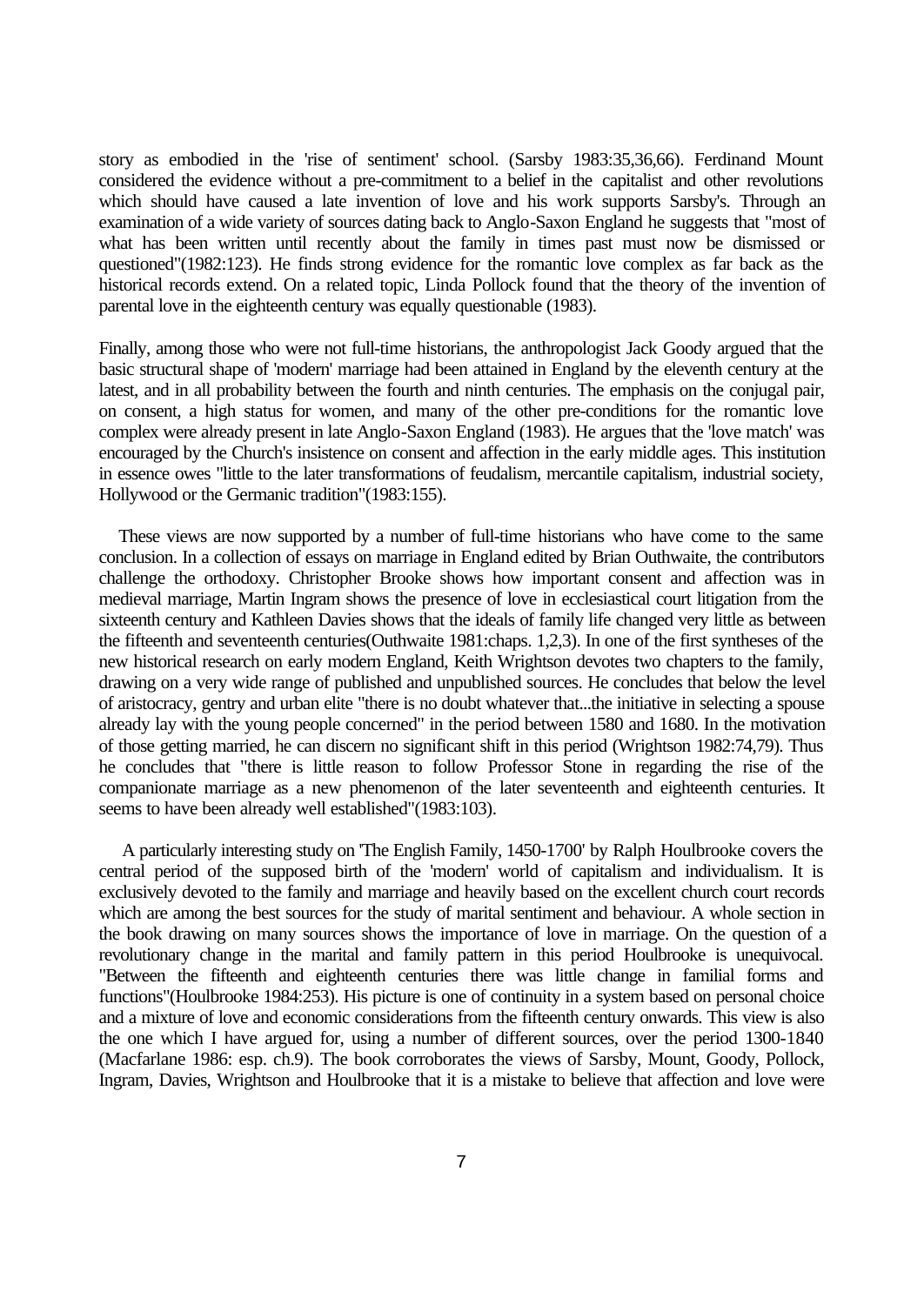story as embodied in the 'rise of sentiment' school. (Sarsby 1983:35,36,66). Ferdinand Mount considered the evidence without a pre-commitment to a belief in the capitalist and other revolutions which should have caused a late invention of love and his work supports Sarsby's. Through an examination of a wide variety of sources dating back to Anglo-Saxon England he suggests that "most of what has been written until recently about the family in times past must now be dismissed or questioned"(1982:123). He finds strong evidence for the romantic love complex as far back as the historical records extend. On a related topic, Linda Pollock found that the theory of the invention of parental love in the eighteenth century was equally questionable (1983).

Finally, among those who were not full-time historians, the anthropologist Jack Goody argued that the basic structural shape of 'modern' marriage had been attained in England by the eleventh century at the latest, and in all probability between the fourth and ninth centuries. The emphasis on the conjugal pair, on consent, a high status for women, and many of the other pre-conditions for the romantic love complex were already present in late Anglo-Saxon England (1983). He argues that the 'love match' was encouraged by the Church's insistence on consent and affection in the early middle ages. This institution in essence owes "little to the later transformations of feudalism, mercantile capitalism, industrial society, Hollywood or the Germanic tradition"(1983:155).

These views are now supported by a number of full-time historians who have come to the same conclusion. In a collection of essays on marriage in England edited by Brian Outhwaite, the contributors challenge the orthodoxy. Christopher Brooke shows how important consent and affection was in medieval marriage, Martin Ingram shows the presence of love in ecclesiastical court litigation from the sixteenth century and Kathleen Davies shows that the ideals of family life changed very little as between the fifteenth and seventeenth centuries(Outhwaite 1981:chaps. 1,2,3). In one of the first syntheses of the new historical research on early modern England, Keith Wrightson devotes two chapters to the family, drawing on a very wide range of published and unpublished sources. He concludes that below the level of aristocracy, gentry and urban elite "there is no doubt whatever that...the initiative in selecting a spouse already lay with the young people concerned" in the period between 1580 and 1680. In the motivation of those getting married, he can discern no significant shift in this period (Wrightson 1982:74,79). Thus he concludes that "there is little reason to follow Professor Stone in regarding the rise of the companionate marriage as a new phenomenon of the later seventeenth and eighteenth centuries. It seems to have been already well established"(1983:103).

A particularly interesting study on 'The English Family, 1450-1700' by Ralph Houlbrooke covers the central period of the supposed birth of the 'modern' world of capitalism and individualism. It is exclusively devoted to the family and marriage and heavily based on the excellent church court records which are among the best sources for the study of marital sentiment and behaviour. A whole section in the book drawing on many sources shows the importance of love in marriage. On the question of a revolutionary change in the marital and family pattern in this period Houlbrooke is unequivocal. "Between the fifteenth and eighteenth centuries there was little change in familial forms and functions"(Houlbrooke 1984:253). His picture is one of continuity in a system based on personal choice and a mixture of love and economic considerations from the fifteenth century onwards. This view is also the one which I have argued for, using a number of different sources, over the period 1300-1840 (Macfarlane 1986: esp. ch.9). The book corroborates the views of Sarsby, Mount, Goody, Pollock, Ingram, Davies, Wrightson and Houlbrooke that it is a mistake to believe that affection and love were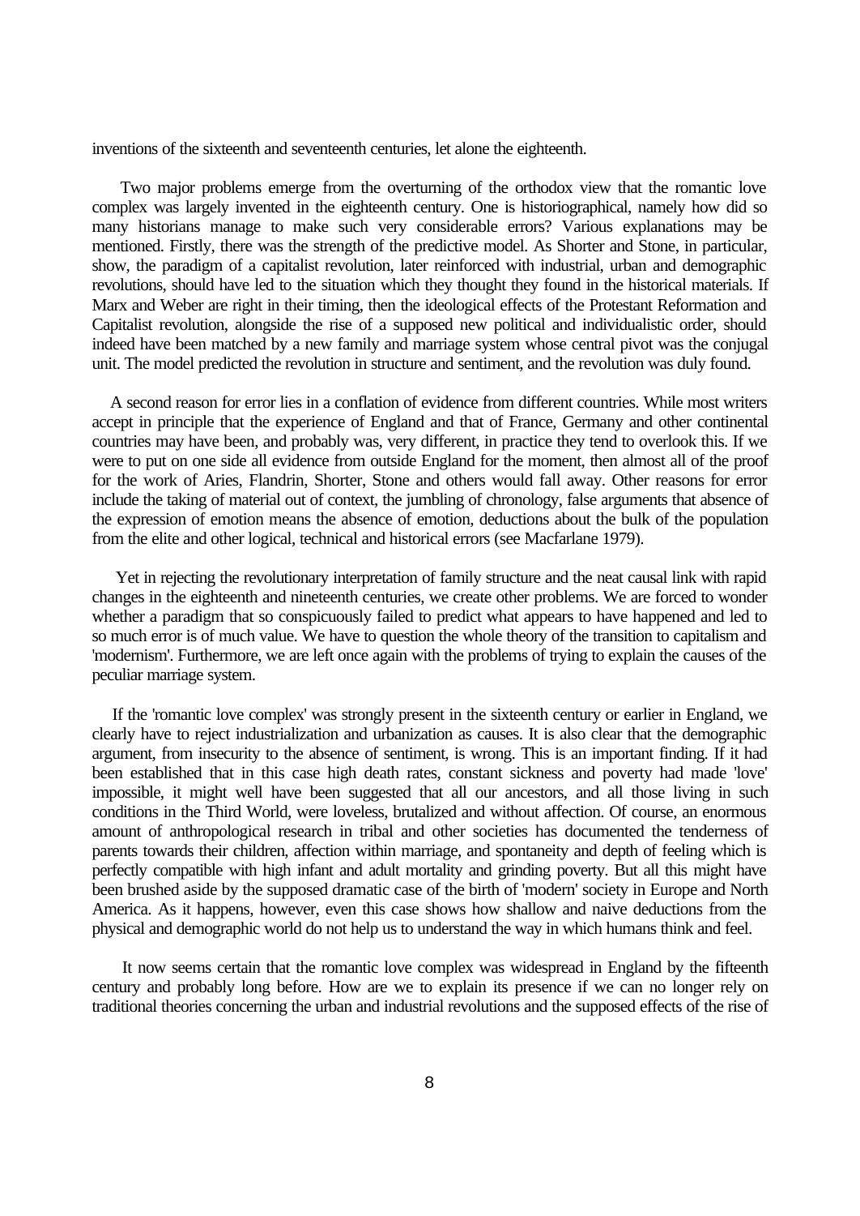inventions of the sixteenth and seventeenth centuries, let alone the eighteenth.

Two major problems emerge from the overturning of the orthodox view that the romantic love complex was largely invented in the eighteenth century. One is historiographical, namely how did so many historians manage to make such very considerable errors? Various explanations may be mentioned. Firstly, there was the strength of the predictive model. As Shorter and Stone, in particular, show, the paradigm of a capitalist revolution, later reinforced with industrial, urban and demographic revolutions, should have led to the situation which they thought they found in the historical materials. If Marx and Weber are right in their timing, then the ideological effects of the Protestant Reformation and Capitalist revolution, alongside the rise of a supposed new political and individualistic order, should indeed have been matched by a new family and marriage system whose central pivot was the conjugal unit. The model predicted the revolution in structure and sentiment, and the revolution was duly found.

A second reason for error lies in a conflation of evidence from different countries. While most writers accept in principle that the experience of England and that of France, Germany and other continental countries may have been, and probably was, very different, in practice they tend to overlook this. If we were to put on one side all evidence from outside England for the moment, then almost all of the proof for the work of Aries, Flandrin, Shorter, Stone and others would fall away. Other reasons for error include the taking of material out of context, the jumbling of chronology, false arguments that absence of the expression of emotion means the absence of emotion, deductions about the bulk of the population from the elite and other logical, technical and historical errors (see Macfarlane 1979).

Yet in rejecting the revolutionary interpretation of family structure and the neat causal link with rapid changes in the eighteenth and nineteenth centuries, we create other problems. We are forced to wonder whether a paradigm that so conspicuously failed to predict what appears to have happened and led to so much error is of much value. We have to question the whole theory of the transition to capitalism and 'modernism'. Furthermore, we are left once again with the problems of trying to explain the causes of the peculiar marriage system.

If the 'romantic love complex' was strongly present in the sixteenth century or earlier in England, we clearly have to reject industrialization and urbanization as causes. It is also clear that the demographic argument, from insecurity to the absence of sentiment, is wrong. This is an important finding. If it had been established that in this case high death rates, constant sickness and poverty had made 'love' impossible, it might well have been suggested that all our ancestors, and all those living in such conditions in the Third World, were loveless, brutalized and without affection. Of course, an enormous amount of anthropological research in tribal and other societies has documented the tenderness of parents towards their children, affection within marriage, and spontaneity and depth of feeling which is perfectly compatible with high infant and adult mortality and grinding poverty. But all this might have been brushed aside by the supposed dramatic case of the birth of 'modern' society in Europe and North America. As it happens, however, even this case shows how shallow and naive deductions from the physical and demographic world do not help us to understand the way in which humans think and feel.

It now seems certain that the romantic love complex was widespread in England by the fifteenth century and probably long before. How are we to explain its presence if we can no longer rely on traditional theories concerning the urban and industrial revolutions and the supposed effects of the rise of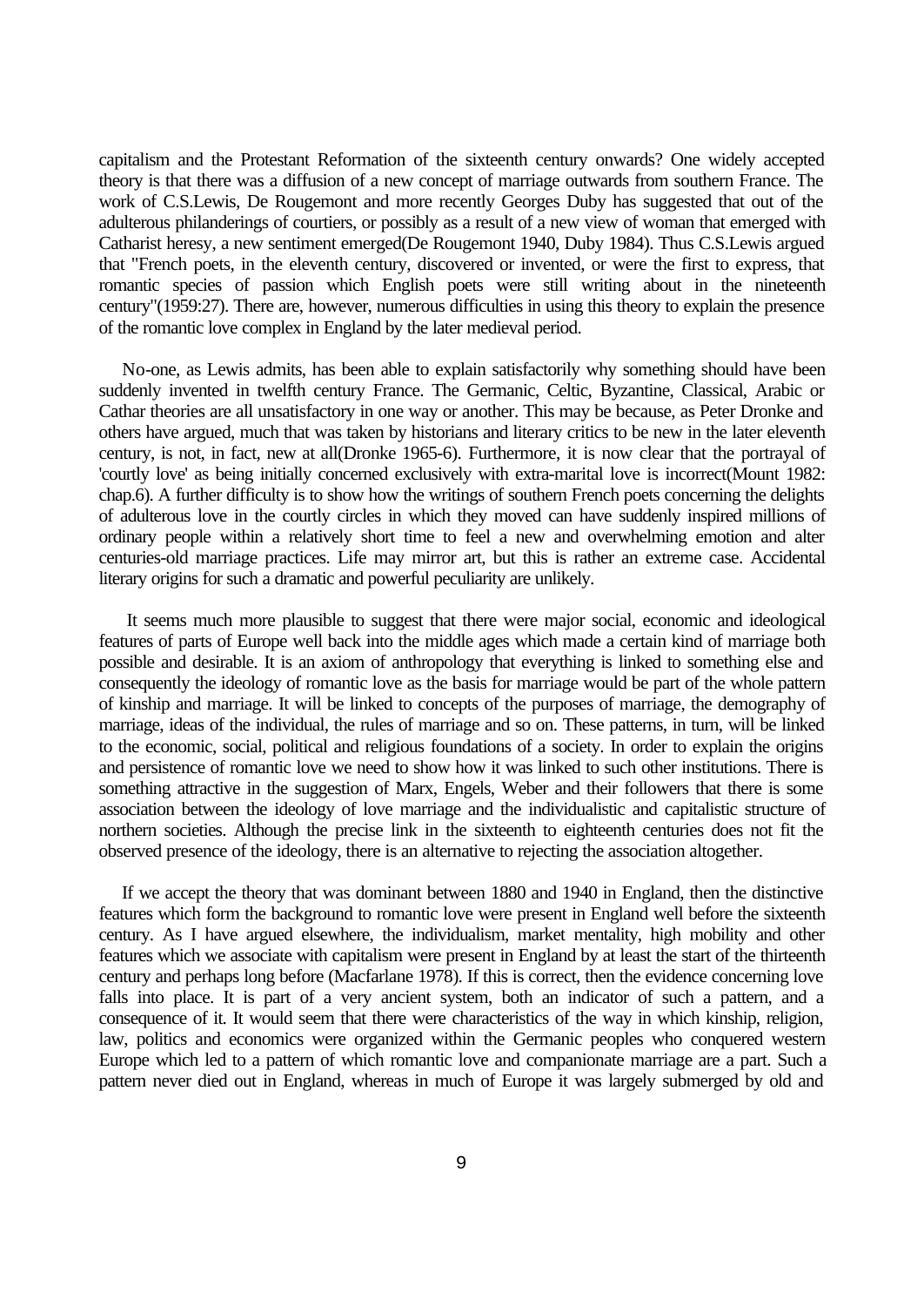capitalism and the Protestant Reformation of the sixteenth century onwards? One widely accepted theory is that there was a diffusion of a new concept of marriage outwards from southern France. The work of C.S.Lewis, De Rougemont and more recently Georges Duby has suggested that out of the adulterous philanderings of courtiers, or possibly as a result of a new view of woman that emerged with Catharist heresy, a new sentiment emerged(De Rougemont 1940, Duby 1984). Thus C.S.Lewis argued that "French poets, in the eleventh century, discovered or invented, or were the first to express, that romantic species of passion which English poets were still writing about in the nineteenth century"(1959:27). There are, however, numerous difficulties in using this theory to explain the presence of the romantic love complex in England by the later medieval period.

No-one, as Lewis admits, has been able to explain satisfactorily why something should have been suddenly invented in twelfth century France. The Germanic, Celtic, Byzantine, Classical, Arabic or Cathar theories are all unsatisfactory in one way or another. This may be because, as Peter Dronke and others have argued, much that was taken by historians and literary critics to be new in the later eleventh century, is not, in fact, new at all(Dronke 1965-6). Furthermore, it is now clear that the portrayal of 'courtly love' as being initially concerned exclusively with extra-marital love is incorrect(Mount 1982: chap.6). A further difficulty is to show how the writings of southern French poets concerning the delights of adulterous love in the courtly circles in which they moved can have suddenly inspired millions of ordinary people within a relatively short time to feel a new and overwhelming emotion and alter centuries-old marriage practices. Life may mirror art, but this is rather an extreme case. Accidental literary origins for such a dramatic and powerful peculiarity are unlikely.

It seems much more plausible to suggest that there were major social, economic and ideological features of parts of Europe well back into the middle ages which made a certain kind of marriage both possible and desirable. It is an axiom of anthropology that everything is linked to something else and consequently the ideology of romantic love as the basis for marriage would be part of the whole pattern of kinship and marriage. It will be linked to concepts of the purposes of marriage, the demography of marriage, ideas of the individual, the rules of marriage and so on. These patterns, in turn, will be linked to the economic, social, political and religious foundations of a society. In order to explain the origins and persistence of romantic love we need to show how it was linked to such other institutions. There is something attractive in the suggestion of Marx, Engels, Weber and their followers that there is some association between the ideology of love marriage and the individualistic and capitalistic structure of northern societies. Although the precise link in the sixteenth to eighteenth centuries does not fit the observed presence of the ideology, there is an alternative to rejecting the association altogether.

If we accept the theory that was dominant between 1880 and 1940 in England, then the distinctive features which form the background to romantic love were present in England well before the sixteenth century. As I have argued elsewhere, the individualism, market mentality, high mobility and other features which we associate with capitalism were present in England by at least the start of the thirteenth century and perhaps long before (Macfarlane 1978). If this is correct, then the evidence concerning love falls into place. It is part of a very ancient system, both an indicator of such a pattern, and a consequence of it. It would seem that there were characteristics of the way in which kinship, religion, law, politics and economics were organized within the Germanic peoples who conquered western Europe which led to a pattern of which romantic love and companionate marriage are a part. Such a pattern never died out in England, whereas in much of Europe it was largely submerged by old and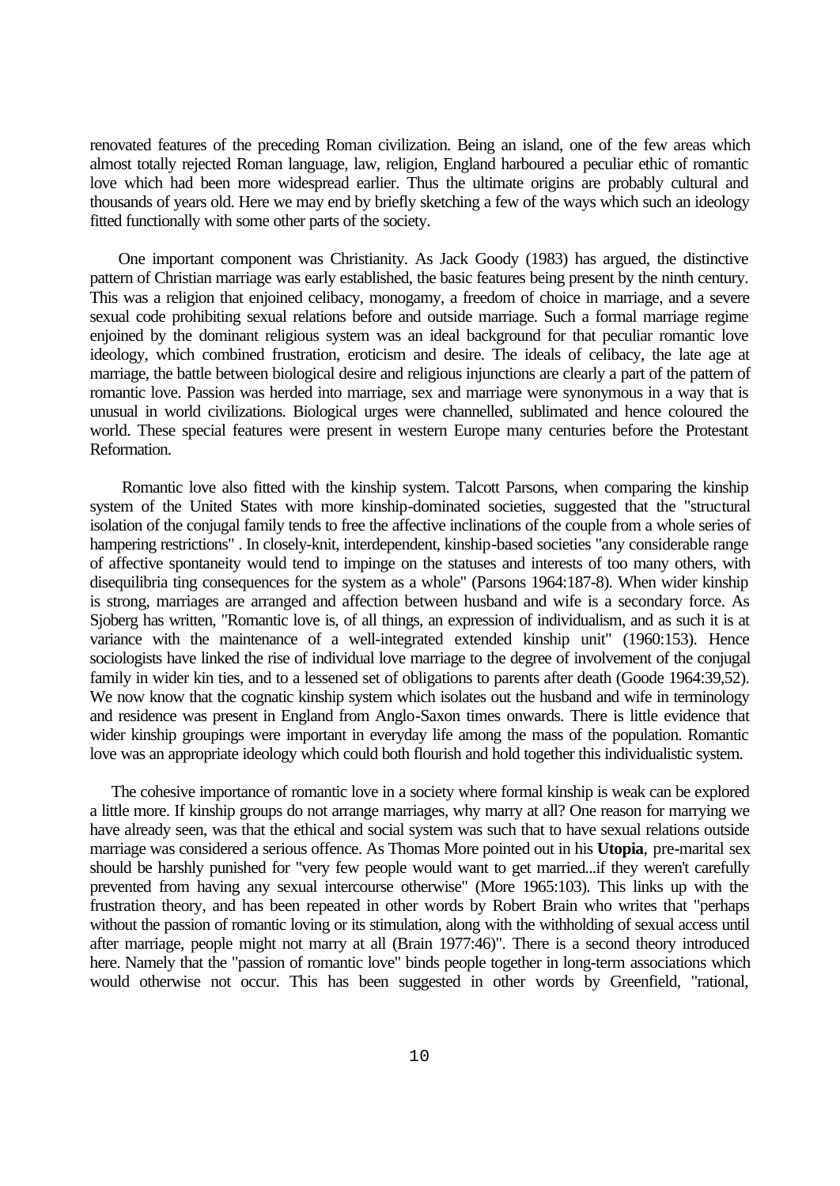renovated features of the preceding Roman civilization. Being an island, one of the few areas which almost totally rejected Roman language, law, religion, England harboured a peculiar ethic of romantic love which had been more widespread earlier. Thus the ultimate origins are probably cultural and thousands of years old. Here we may end by briefly sketching a few of the ways which such an ideology fitted functionally with some other parts of the society.

One important component was Christianity. As Jack Goody (1983) has argued, the distinctive pattern of Christian marriage was early established, the basic features being present by the ninth century. This was a religion that enjoined celibacy, monogamy, a freedom of choice in marriage, and a severe sexual code prohibiting sexual relations before and outside marriage. Such a formal marriage regime enjoined by the dominant religious system was an ideal background for that peculiar romantic love ideology, which combined frustration, eroticism and desire. The ideals of celibacy, the late age at marriage, the battle between biological desire and religious injunctions are clearly a part of the pattern of romantic love. Passion was herded into marriage, sex and marriage were synonymous in a way that is unusual in world civilizations. Biological urges were channelled, sublimated and hence coloured the world. These special features were present in western Europe many centuries before the Protestant Reformation.

Romantic love also fitted with the kinship system. Talcott Parsons, when comparing the kinship system of the United States with more kinship-dominated societies, suggested that the "structural isolation of the conjugal family tends to free the affective inclinations of the couple from a whole series of hampering restrictions" . In closely-knit, interdependent, kinship-based societies "any considerable range of affective spontaneity would tend to impinge on the statuses and interests of too many others, with disequilibria ting consequences for the system as a whole" (Parsons 1964:187-8). When wider kinship is strong, marriages are arranged and affection between husband and wife is a secondary force. As Sjoberg has written, "Romantic love is, of all things, an expression of individualism, and as such it is at variance with the maintenance of a well-integrated extended kinship unit" (1960:153). Hence sociologists have linked the rise of individual love marriage to the degree of involvement of the conjugal family in wider kin ties, and to a lessened set of obligations to parents after death (Goode 1964:39,52). We now know that the cognatic kinship system which isolates out the husband and wife in terminology and residence was present in England from Anglo-Saxon times onwards. There is little evidence that wider kinship groupings were important in everyday life among the mass of the population. Romantic love was an appropriate ideology which could both flourish and hold together this individualistic system.

The cohesive importance of romantic love in a society where formal kinship is weak can be explored a little more. If kinship groups do not arrange marriages, why marry at all? One reason for marrying we have already seen, was that the ethical and social system was such that to have sexual relations outside marriage was considered a serious offence. As Thomas More pointed out in his **Utopia**, pre-marital sex should be harshly punished for "very few people would want to get married...if they weren't carefully prevented from having any sexual intercourse otherwise" (More 1965:103). This links up with the frustration theory, and has been repeated in other words by Robert Brain who writes that "perhaps without the passion of romantic loving or its stimulation, along with the withholding of sexual access until after marriage, people might not marry at all (Brain 1977:46)". There is a second theory introduced here. Namely that the "passion of romantic love" binds people together in long-term associations which would otherwise not occur. This has been suggested in other words by Greenfield, "rational,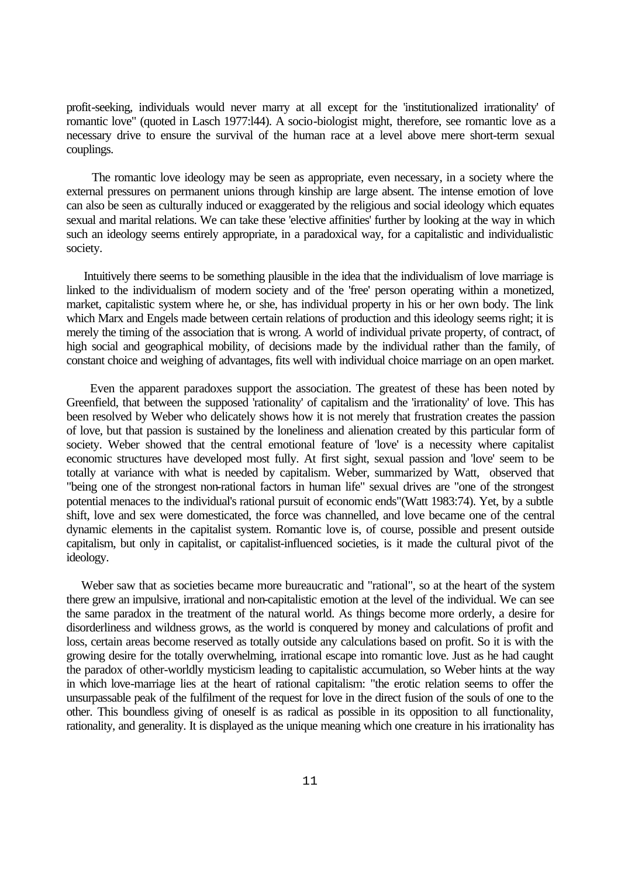profit-seeking, individuals would never marry at all except for the 'institutionalized irrationality' of romantic love" (quoted in Lasch 1977:l44). A socio-biologist might, therefore, see romantic love as a necessary drive to ensure the survival of the human race at a level above mere short-term sexual couplings.

The romantic love ideology may be seen as appropriate, even necessary, in a society where the external pressures on permanent unions through kinship are large absent. The intense emotion of love can also be seen as culturally induced or exaggerated by the religious and social ideology which equates sexual and marital relations. We can take these 'elective affinities' further by looking at the way in which such an ideology seems entirely appropriate, in a paradoxical way, for a capitalistic and individualistic society.

Intuitively there seems to be something plausible in the idea that the individualism of love marriage is linked to the individualism of modern society and of the 'free' person operating within a monetized, market, capitalistic system where he, or she, has individual property in his or her own body. The link which Marx and Engels made between certain relations of production and this ideology seems right; it is merely the timing of the association that is wrong. A world of individual private property, of contract, of high social and geographical mobility, of decisions made by the individual rather than the family, of constant choice and weighing of advantages, fits well with individual choice marriage on an open market.

Even the apparent paradoxes support the association. The greatest of these has been noted by Greenfield, that between the supposed 'rationality' of capitalism and the 'irrationality' of love. This has been resolved by Weber who delicately shows how it is not merely that frustration creates the passion of love, but that passion is sustained by the loneliness and alienation created by this particular form of society. Weber showed that the central emotional feature of 'love' is a necessity where capitalist economic structures have developed most fully. At first sight, sexual passion and 'love' seem to be totally at variance with what is needed by capitalism. Weber, summarized by Watt, observed that "being one of the strongest non-rational factors in human life" sexual drives are "one of the strongest potential menaces to the individual's rational pursuit of economic ends"(Watt 1983:74). Yet, by a subtle shift, love and sex were domesticated, the force was channelled, and love became one of the central dynamic elements in the capitalist system. Romantic love is, of course, possible and present outside capitalism, but only in capitalist, or capitalist-influenced societies, is it made the cultural pivot of the ideology.

Weber saw that as societies became more bureaucratic and "rational", so at the heart of the system there grew an impulsive, irrational and non-capitalistic emotion at the level of the individual. We can see the same paradox in the treatment of the natural world. As things become more orderly, a desire for disorderliness and wildness grows, as the world is conquered by money and calculations of profit and loss, certain areas become reserved as totally outside any calculations based on profit. So it is with the growing desire for the totally overwhelming, irrational escape into romantic love. Just as he had caught the paradox of other-worldly mysticism leading to capitalistic accumulation, so Weber hints at the way in which love-marriage lies at the heart of rational capitalism: "the erotic relation seems to offer the unsurpassable peak of the fulfilment of the request for love in the direct fusion of the souls of one to the other. This boundless giving of oneself is as radical as possible in its opposition to all functionality, rationality, and generality. It is displayed as the unique meaning which one creature in his irrationality has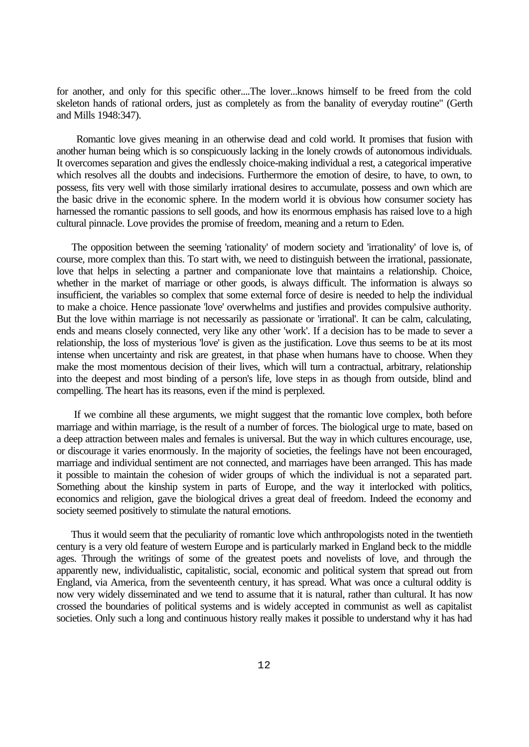for another, and only for this specific other....The lover...knows himself to be freed from the cold skeleton hands of rational orders, just as completely as from the banality of everyday routine" (Gerth and Mills 1948:347).

Romantic love gives meaning in an otherwise dead and cold world. It promises that fusion with another human being which is so conspicuously lacking in the lonely crowds of autonomous individuals. It overcomes separation and gives the endlessly choice-making individual a rest, a categorical imperative which resolves all the doubts and indecisions. Furthermore the emotion of desire, to have, to own, to possess, fits very well with those similarly irrational desires to accumulate, possess and own which are the basic drive in the economic sphere. In the modern world it is obvious how consumer society has harnessed the romantic passions to sell goods, and how its enormous emphasis has raised love to a high cultural pinnacle. Love provides the promise of freedom, meaning and a return to Eden.

The opposition between the seeming 'rationality' of modern society and 'irrationality' of love is, of course, more complex than this. To start with, we need to distinguish between the irrational, passionate, love that helps in selecting a partner and companionate love that maintains a relationship. Choice, whether in the market of marriage or other goods, is always difficult. The information is always so insufficient, the variables so complex that some external force of desire is needed to help the individual to make a choice. Hence passionate 'love' overwhelms and justifies and provides compulsive authority. But the love within marriage is not necessarily as passionate or 'irrational'. It can be calm, calculating, ends and means closely connected, very like any other 'work'. If a decision has to be made to sever a relationship, the loss of mysterious 'love' is given as the justification. Love thus seems to be at its most intense when uncertainty and risk are greatest, in that phase when humans have to choose. When they make the most momentous decision of their lives, which will turn a contractual, arbitrary, relationship into the deepest and most binding of a person's life, love steps in as though from outside, blind and compelling. The heart has its reasons, even if the mind is perplexed.

If we combine all these arguments, we might suggest that the romantic love complex, both before marriage and within marriage, is the result of a number of forces. The biological urge to mate, based on a deep attraction between males and females is universal. But the way in which cultures encourage, use, or discourage it varies enormously. In the majority of societies, the feelings have not been encouraged, marriage and individual sentiment are not connected, and marriages have been arranged. This has made it possible to maintain the cohesion of wider groups of which the individual is not a separated part. Something about the kinship system in parts of Europe, and the way it interlocked with politics, economics and religion, gave the biological drives a great deal of freedom. Indeed the economy and society seemed positively to stimulate the natural emotions.

Thus it would seem that the peculiarity of romantic love which anthropologists noted in the twentieth century is a very old feature of western Europe and is particularly marked in England beck to the middle ages. Through the writings of some of the greatest poets and novelists of love, and through the apparently new, individualistic, capitalistic, social, economic and political system that spread out from England, via America, from the seventeenth century, it has spread. What was once a cultural oddity is now very widely disseminated and we tend to assume that it is natural, rather than cultural. It has now crossed the boundaries of political systems and is widely accepted in communist as well as capitalist societies. Only such a long and continuous history really makes it possible to understand why it has had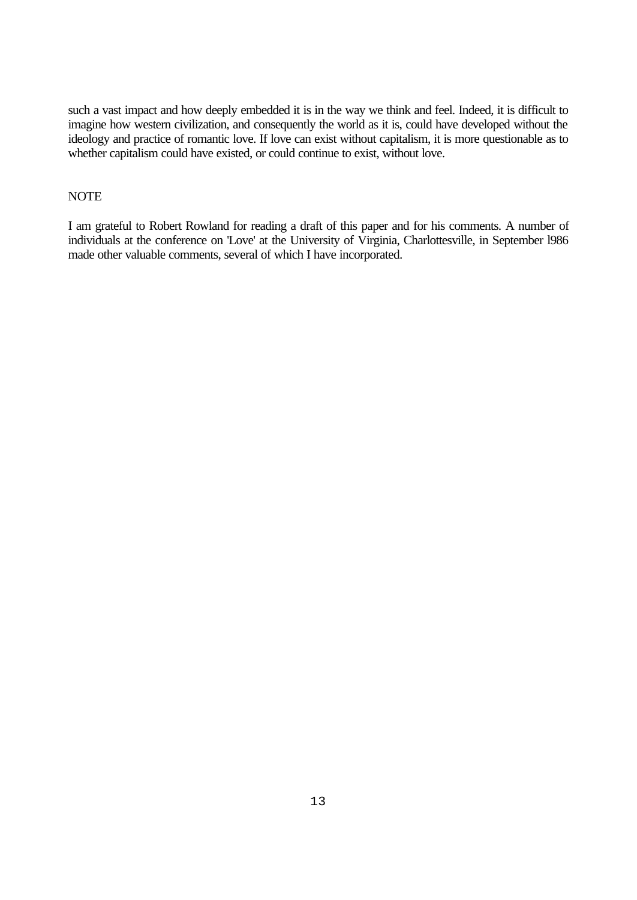such a vast impact and how deeply embedded it is in the way we think and feel. Indeed, it is difficult to imagine how western civilization, and consequently the world as it is, could have developed without the ideology and practice of romantic love. If love can exist without capitalism, it is more questionable as to whether capitalism could have existed, or could continue to exist, without love.

NOTE

I am grateful to Robert Rowland for reading a draft of this paper and for his comments. A number of individuals at the conference on 'Love' at the University of Virginia, Charlottesville, in September l986 made other valuable comments, several of which I have incorporated.